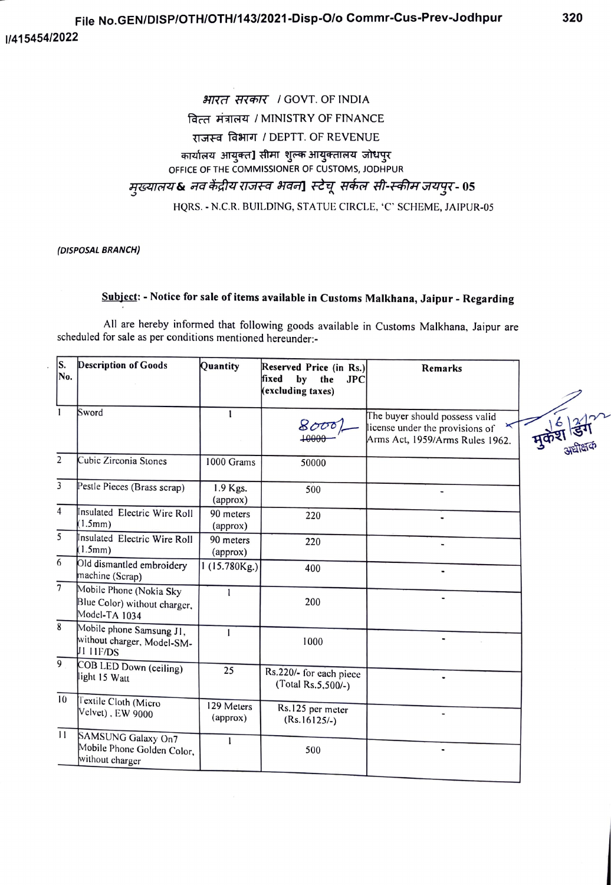File No.GEN/DISP/OTH/OTH/143/2021-Disp-O/o Commr-Cus-Prev-Jodhpur

I/415454/2022

भारत सरकार / GOVT. OF INDIA

वित्त मंत्रालय / MINISTRY OF FINANCE

राजस्व विभाग / DEPTT. OF REVENUE

कार्यालय आयुक्त] सीमा शुल्क आयुक्तालय जोधपुर

OFFICE OF THE COMMISSIONER OF CUSTOMS, JODHPUR

मुख्यालय & नव केंद्रीय राजस्व भवन] स्टेचू सर्कल सी-स्कीम जयपुर- 05

HQRS. - N.C.R. BUILDING, STATUE CIRCLE, 'C' SCHEME, JAIPUR-05

*(DISPOSAL BRANCH)*

**Subject: - Notice for sale of items available in Customs Malkhana, Jaipur - Regarding**

All are hereby informed that following goods available in Customs Malkhana, Jaipur are scheduled for sale as per conditions mentioned hereunder:-

| S. No. | Description of Goods | Quantity | Reserved Price (in Rs.) fixed by the JPC (excluding taxes) | Remarks |
|---|---|---|---|---|
| 1 | Sword | 1 | 8000/- ~~10000~~ | The buyer should possess valid license under the provisions of Arms Act, 1959/Arms Rules 1962. |
| 2 | Cubic Zirconia Stones | 1000 Grams | 50000 | |
| 3 | Pestle Pieces (Brass scrap) | 1.9 Kgs. (approx) | 500 | - |
| 4 | Insulated Electric Wire Roll (1.5mm) | 90 meters (approx) | 220 | - |
| 5 | Insulated Electric Wire Roll (1.5mm) | 90 meters (approx) | 220 | - |
| 6 | Old dismantled embroidery machine (Scrap) | 1 (15.780Kg.) | 400 | - |
| 7 | Mobile Phone (Nokia Sky Blue Color) without charger, Model-TA 1034 | 1 | 200 | - |
| 8 | Mobile phone Samsung J1, without charger, Model-SM-J1 11F/DS | 1 | 1000 | - |
| 9 | COB LED Down (ceiling) light 15 Watt | 25 | Rs.220/- for each piece (Total Rs.5,500/-) | - |
| 10 | Textile Cloth (Micro Velvet), EW 9000 | 129 Meters (approx) | Rs.125 per meter (Rs.16125/-) | - |
| 11 | SAMSUNG Galaxy On7 Mobile Phone Golden Color, without charger | 1 | 500 | - |

16/3/22

मुकेश डंग

अधीक्षक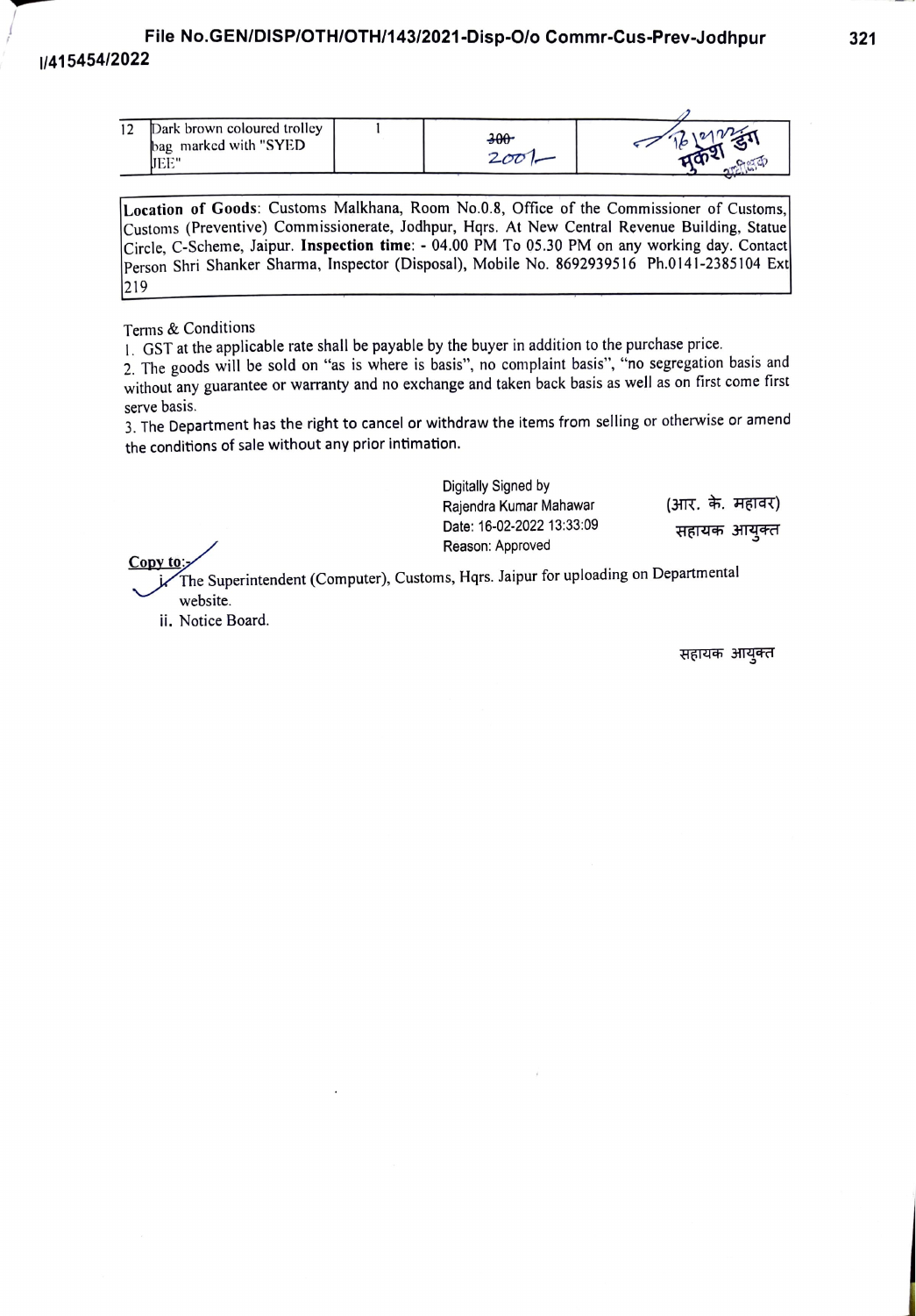File No.GEN/DISP/OTH/OTH/143/2021-Disp-O/o Commr-Cus-Prev-Jodhpur

I/415454/2022

| | | | | |
|---|---|---|---|---|
| 12 | Dark brown coloured trolley bag marked with "SYED JEE" | 1 | ~~300~~ 200/- | 16/2/22 मुकेश डंगा अधीक्षक |

| |
|---|
| **Location of Goods**: Customs Malkhana, Room No.0.8, Office of the Commissioner of Customs, Customs (Preventive) Commissionerate, Jodhpur, Hqrs. At New Central Revenue Building, Statue Circle, C-Scheme, Jaipur. **Inspection time**: - 04.00 PM To 05.30 PM on any working day. Contact Person Shri Shanker Sharma, Inspector (Disposal), Mobile No. 8692939516 Ph.0141-2385104 Ext 219 |

Terms & Conditions

1. GST at the applicable rate shall be payable by the buyer in addition to the purchase price.
2. The goods will be sold on "as is where is basis", no complaint basis", "no segregation basis and without any guarantee or warranty and no exchange and taken back basis as well as on first come first serve basis.
3. The Department has the right to cancel or withdraw the items from selling or otherwise or amend the conditions of sale without any prior intimation.

Digitally Signed by
Rajendra Kumar Mahawar
Date: 16-02-2022 13:33:09
Reason: Approved

(आर. के. महावर)
सहायक आयुक्त

**Copy to**:-

i. The Superintendent (Computer), Customs, Hqrs. Jaipur for uploading on Departmental website.
ii. Notice Board.

सहायक आयुक्त